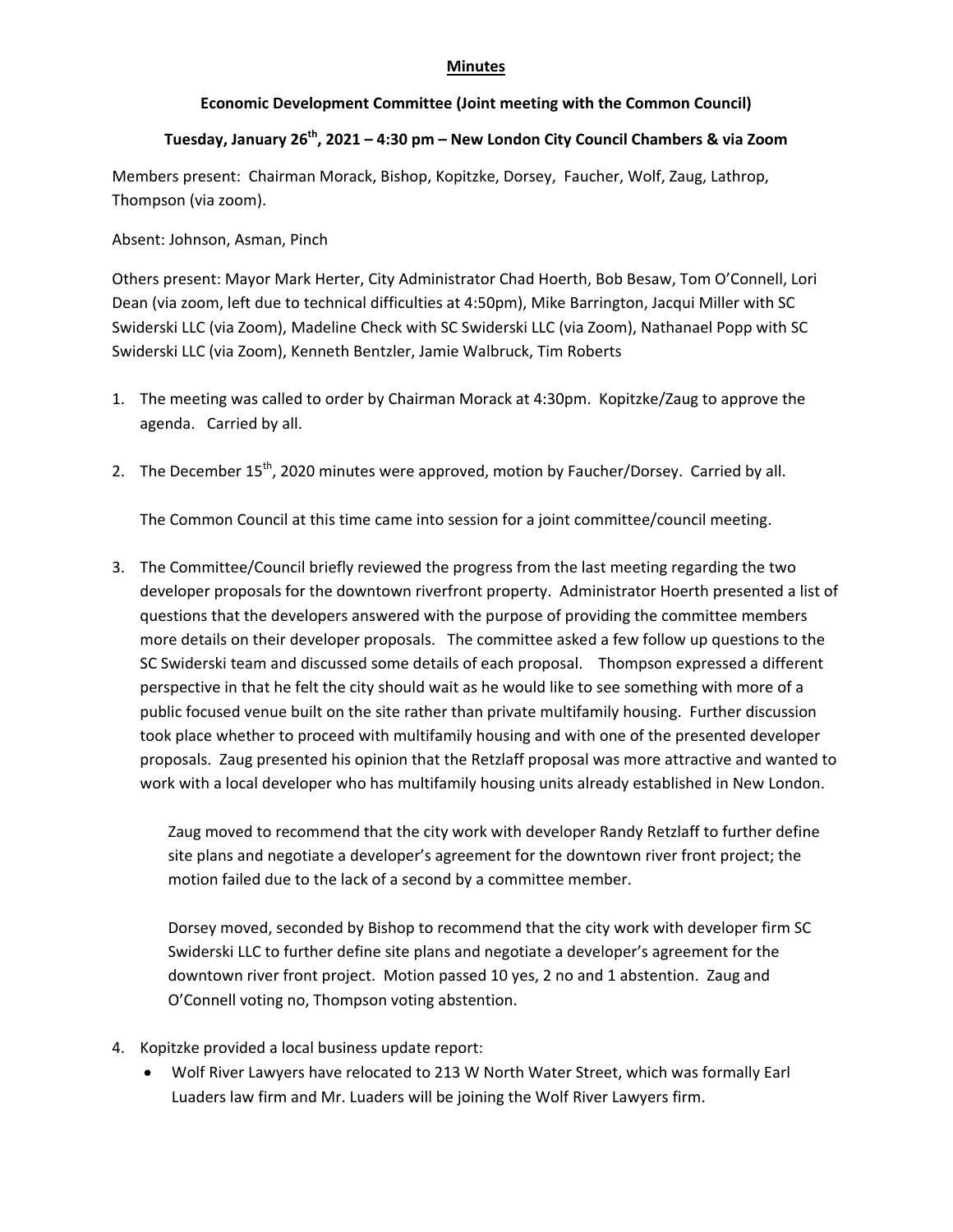**Minutes**

**Economic Development Committee (Joint meeting with the Common Council)**

**Tuesday, January 26th, 2021 – 4:30 pm – New London City Council Chambers & via Zoom**

Members present: Chairman Morack, Bishop, Kopitzke, Dorsey, Faucher, Wolf, Zaug, Lathrop, Thompson (via zoom).

Absent: Johnson, Asman, Pinch

Others present: Mayor Mark Herter, City Administrator Chad Hoerth, Bob Besaw, Tom O'Connell, Lori Dean (via zoom, left due to technical difficulties at 4:50pm), Mike Barrington, Jacqui Miller with SC Swiderski LLC (via Zoom), Madeline Check with SC Swiderski LLC (via Zoom), Nathanael Popp with SC Swiderski LLC (via Zoom), Kenneth Bentzler, Jamie Walbruck, Tim Roberts

1. The meeting was called to order by Chairman Morack at 4:30pm. Kopitzke/Zaug to approve the agenda. Carried by all.

2. The December 15th, 2020 minutes were approved, motion by Faucher/Dorsey. Carried by all.

   The Common Council at this time came into session for a joint committee/council meeting.

3. The Committee/Council briefly reviewed the progress from the last meeting regarding the two developer proposals for the downtown riverfront property. Administrator Hoerth presented a list of questions that the developers answered with the purpose of providing the committee members more details on their developer proposals. The committee asked a few follow up questions to the SC Swiderski team and discussed some details of each proposal. Thompson expressed a different perspective in that he felt the city should wait as he would like to see something with more of a public focused venue built on the site rather than private multifamily housing. Further discussion took place whether to proceed with multifamily housing and with one of the presented developer proposals. Zaug presented his opinion that the Retzlaff proposal was more attractive and wanted to work with a local developer who has multifamily housing units already established in New London.

   Zaug moved to recommend that the city work with developer Randy Retzlaff to further define site plans and negotiate a developer's agreement for the downtown river front project; the motion failed due to the lack of a second by a committee member.

   Dorsey moved, seconded by Bishop to recommend that the city work with developer firm SC Swiderski LLC to further define site plans and negotiate a developer's agreement for the downtown river front project. Motion passed 10 yes, 2 no and 1 abstention. Zaug and O'Connell voting no, Thompson voting abstention.

4. Kopitzke provided a local business update report:
   - Wolf River Lawyers have relocated to 213 W North Water Street, which was formally Earl Luaders law firm and Mr. Luaders will be joining the Wolf River Lawyers firm.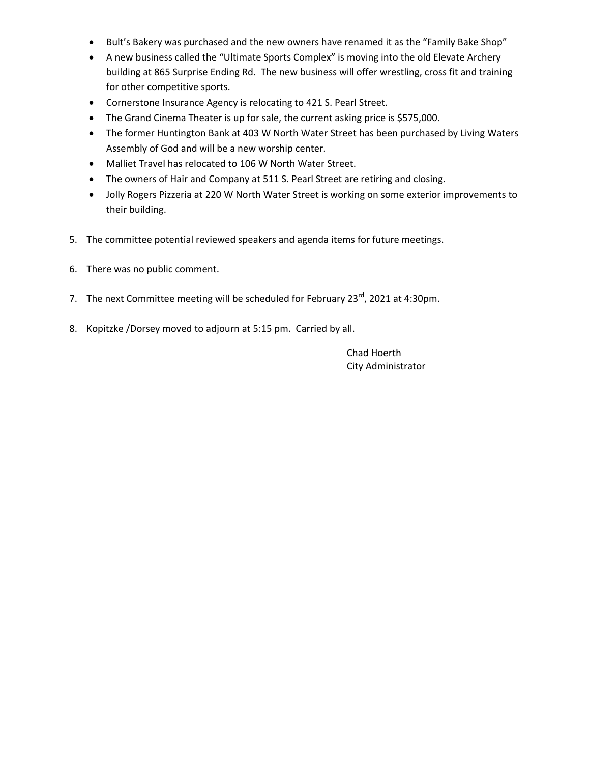- Bult's Bakery was purchased and the new owners have renamed it as the "Family Bake Shop"
- A new business called the "Ultimate Sports Complex" is moving into the old Elevate Archery building at 865 Surprise Ending Rd. The new business will offer wrestling, cross fit and training for other competitive sports.
- Cornerstone Insurance Agency is relocating to 421 S. Pearl Street.
- The Grand Cinema Theater is up for sale, the current asking price is $575,000.
- The former Huntington Bank at 403 W North Water Street has been purchased by Living Waters Assembly of God and will be a new worship center.
- Malliet Travel has relocated to 106 W North Water Street.
- The owners of Hair and Company at 511 S. Pearl Street are retiring and closing.
- Jolly Rogers Pizzeria at 220 W North Water Street is working on some exterior improvements to their building.

5. The committee potential reviewed speakers and agenda items for future meetings.

6. There was no public comment.

7. The next Committee meeting will be scheduled for February 23rd, 2021 at 4:30pm.

8. Kopitzke /Dorsey moved to adjourn at 5:15 pm. Carried by all.

Chad Hoerth
City Administrator